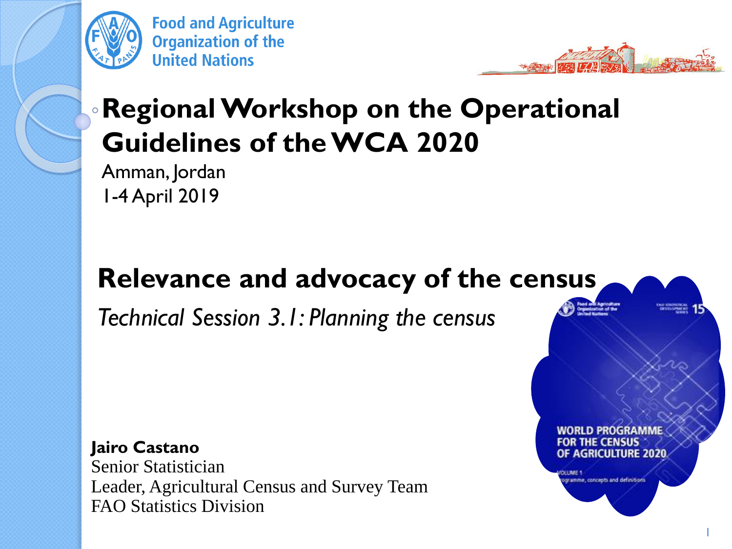Food and Agriculture Organization of the United Nations

# Regional Workshop on the Operational Guidelines of the WCA 2020

Amman, Jordan

1-4 April 2019

## Relevance and advocacy of the census

*Technical Session 3.1: Planning the census*

**Jairo Castano**

Senior Statistician

Leader, Agricultural Census and Survey Team

FAO Statistics Division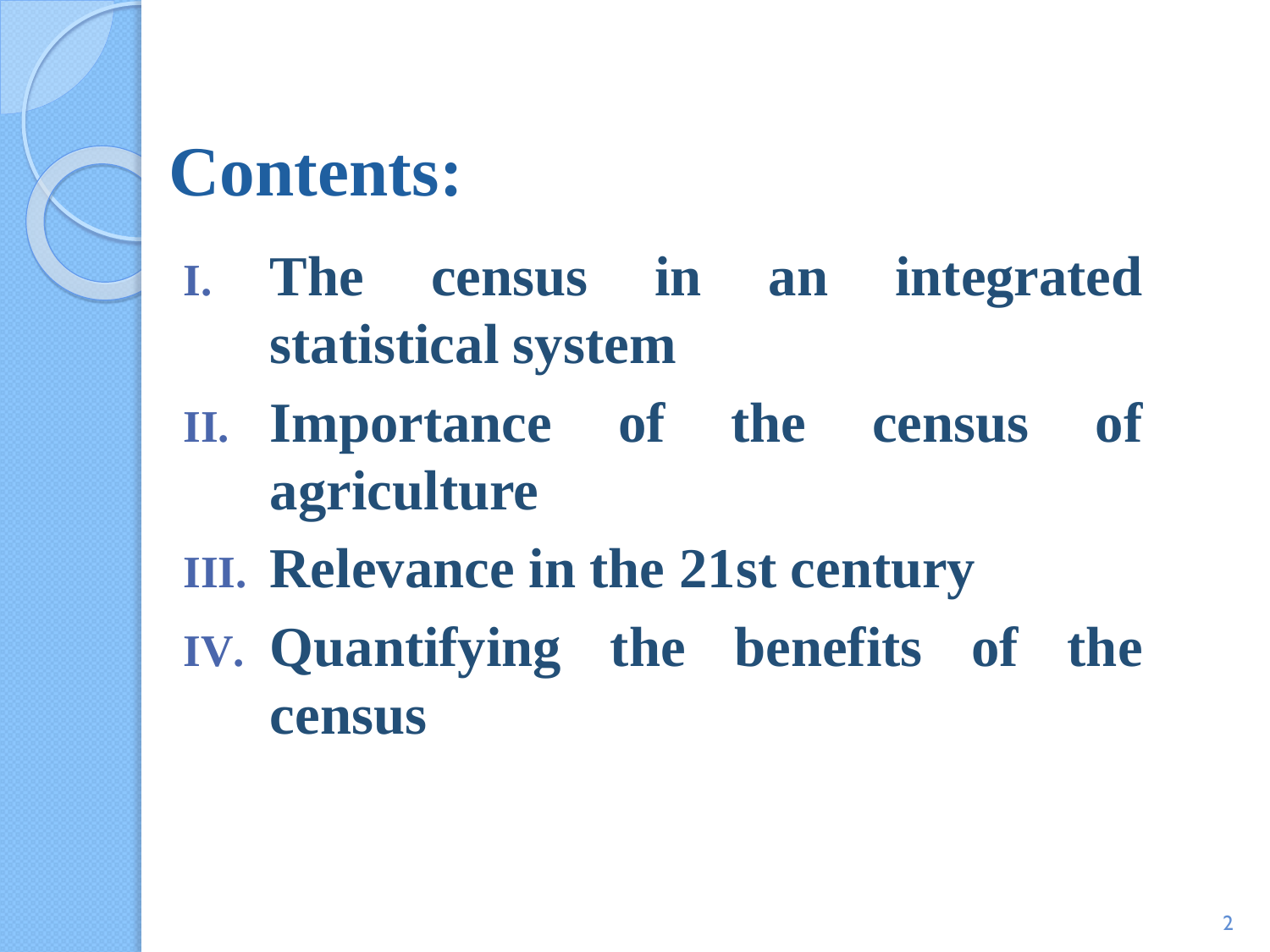# Contents:

I. The census in an integrated statistical system
II. Importance of the census of agriculture
III. Relevance in the 21st century
IV. Quantifying the benefits of the census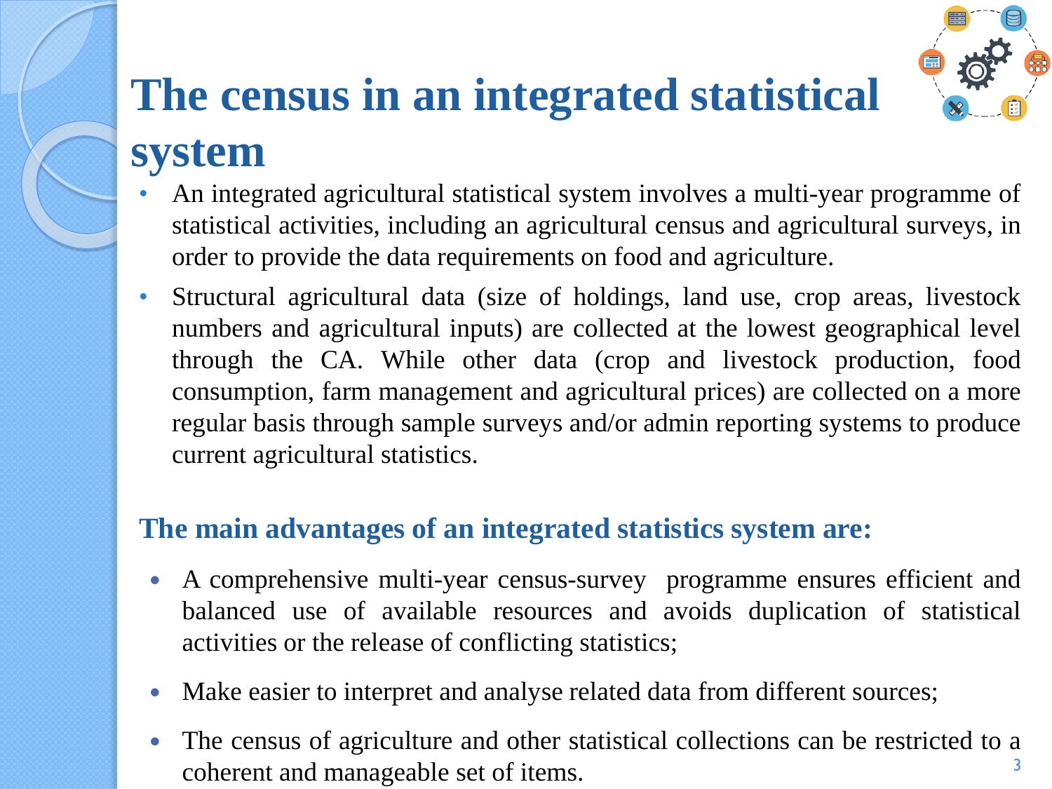# The census in an integrated statistical system

- An integrated agricultural statistical system involves a multi-year programme of statistical activities, including an agricultural census and agricultural surveys, in order to provide the data requirements on food and agriculture.
- Structural agricultural data (size of holdings, land use, crop areas, livestock numbers and agricultural inputs) are collected at the lowest geographical level through the CA. While other data (crop and livestock production, food consumption, farm management and agricultural prices) are collected on a more regular basis through sample surveys and/or admin reporting systems to produce current agricultural statistics.

## The main advantages of an integrated statistics system are:

- A comprehensive multi-year census-survey programme ensures efficient and balanced use of available resources and avoids duplication of statistical activities or the release of conflicting statistics;
- Make easier to interpret and analyse related data from different sources;
- The census of agriculture and other statistical collections can be restricted to a coherent and manageable set of items.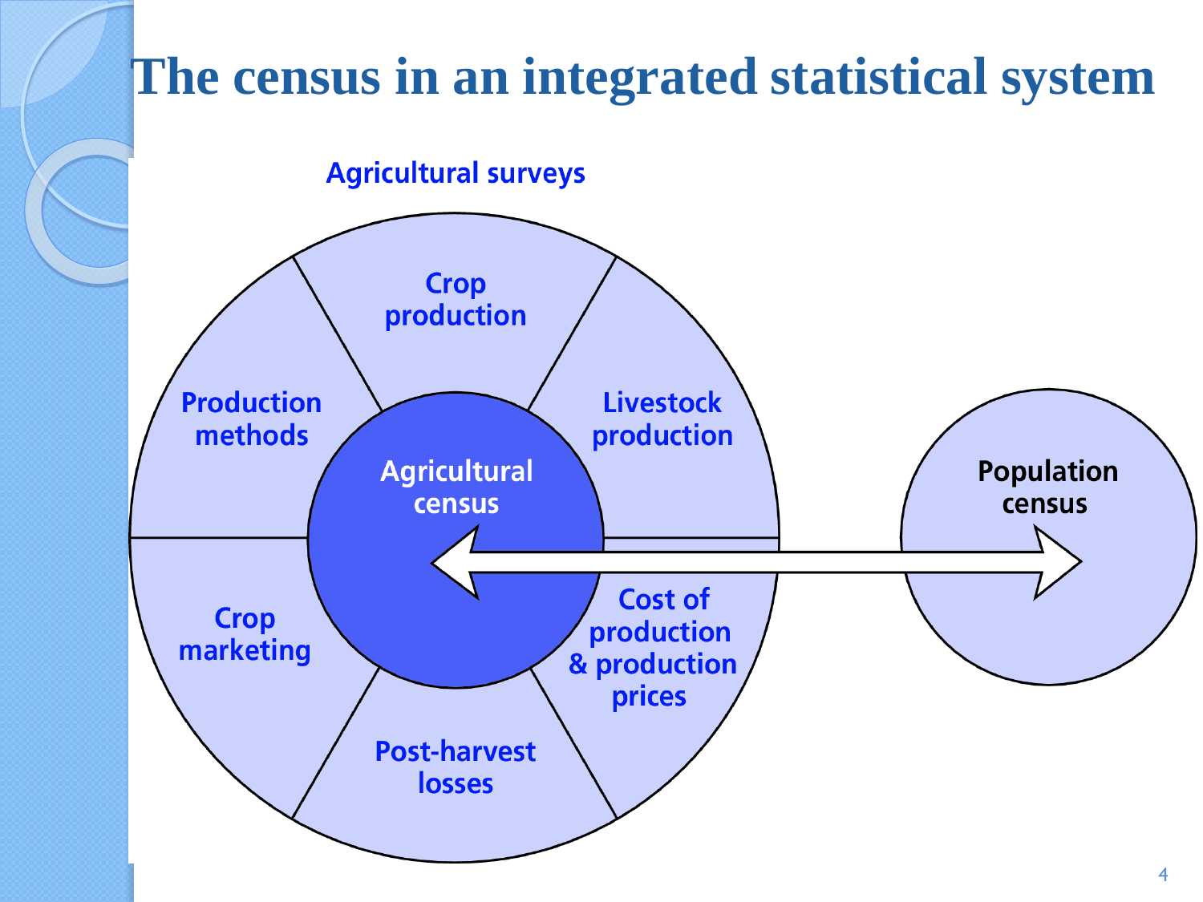# The census in an integrated statistical system

Agricultural surveys

- Crop production
- Livestock production
- Cost of production & production prices
- Post-harvest losses
- Crop marketing
- Production methods

Agricultural census

Population census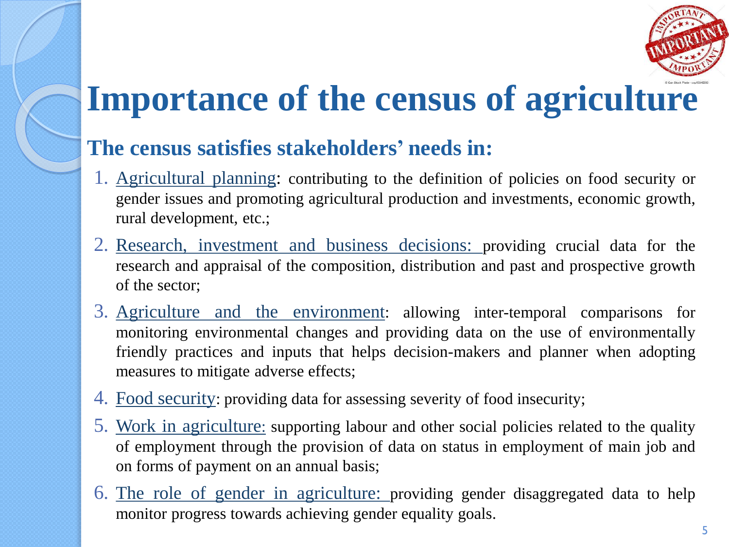# Importance of the census of agriculture

## The census satisfies stakeholders' needs in:

1. Agricultural planning: contributing to the definition of policies on food security or gender issues and promoting agricultural production and investments, economic growth, rural development, etc.;
2. Research, investment and business decisions: providing crucial data for the research and appraisal of the composition, distribution and past and prospective growth of the sector;
3. Agriculture and the environment: allowing inter-temporal comparisons for monitoring environmental changes and providing data on the use of environmentally friendly practices and inputs that helps decision-makers and planner when adopting measures to mitigate adverse effects;
4. Food security: providing data for assessing severity of food insecurity;
5. Work in agriculture: supporting labour and other social policies related to the quality of employment through the provision of data on status in employment of main job and on forms of payment on an annual basis;
6. The role of gender in agriculture: providing gender disaggregated data to help monitor progress towards achieving gender equality goals.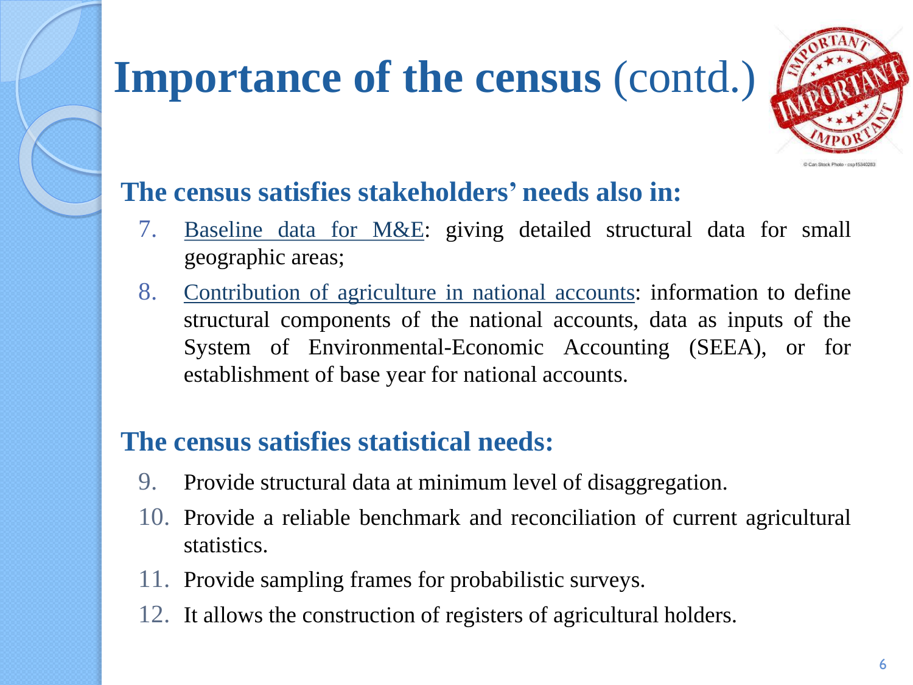# Importance of the census (contd.)

## The census satisfies stakeholders' needs also in:

7. Baseline data for M&E: giving detailed structural data for small geographic areas;
8. Contribution of agriculture in national accounts: information to define structural components of the national accounts, data as inputs of the System of Environmental-Economic Accounting (SEEA), or for establishment of base year for national accounts.

## The census satisfies statistical needs:

9. Provide structural data at minimum level of disaggregation.
10. Provide a reliable benchmark and reconciliation of current agricultural statistics.
11. Provide sampling frames for probabilistic surveys.
12. It allows the construction of registers of agricultural holders.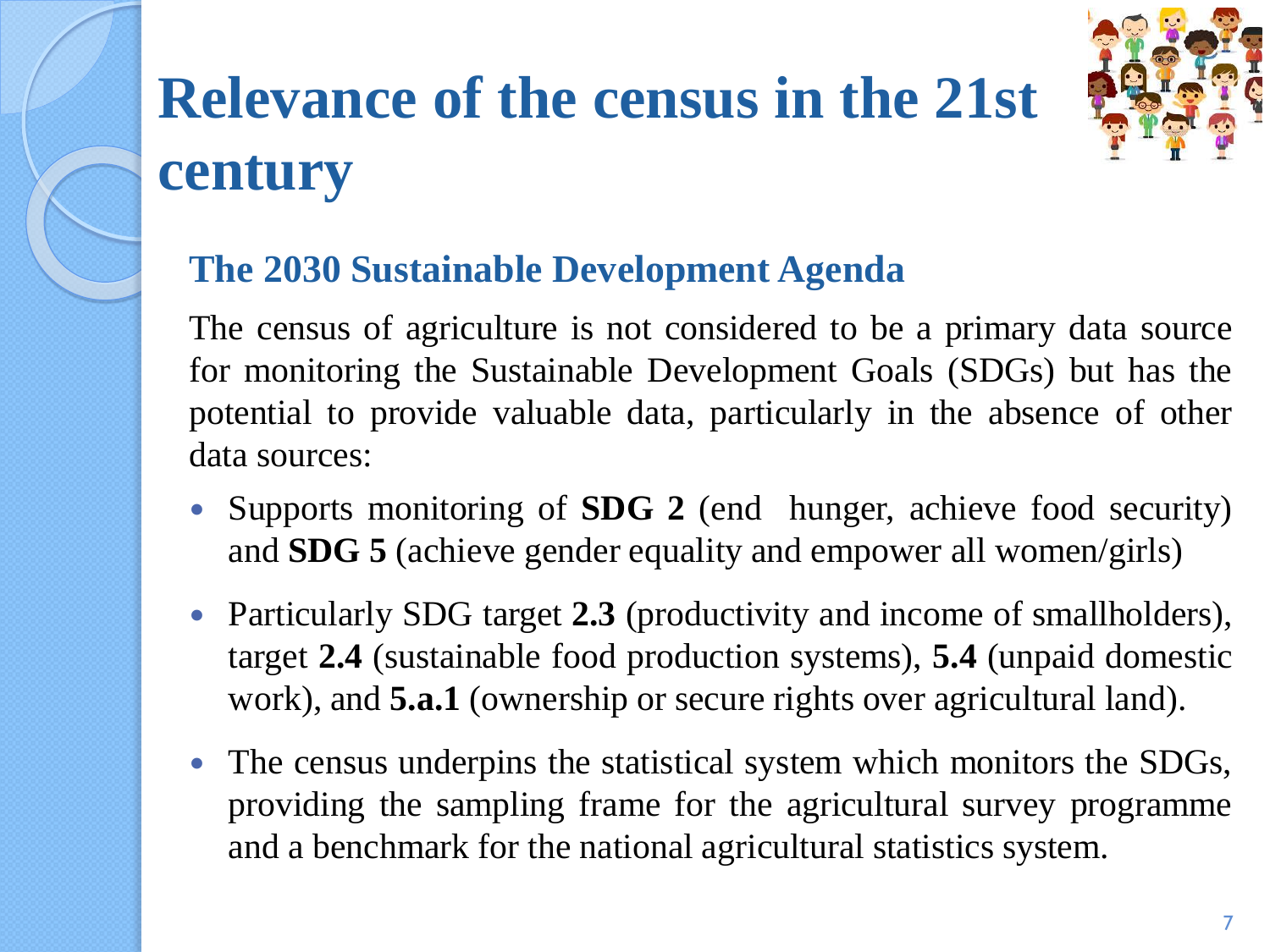# Relevance of the census in the 21st century

## The 2030 Sustainable Development Agenda

The census of agriculture is not considered to be a primary data source for monitoring the Sustainable Development Goals (SDGs) but has the potential to provide valuable data, particularly in the absence of other data sources:

- Supports monitoring of **SDG 2** (end hunger, achieve food security) and **SDG 5** (achieve gender equality and empower all women/girls)
- Particularly SDG target **2.3** (productivity and income of smallholders), target **2.4** (sustainable food production systems), **5.4** (unpaid domestic work), and **5.a.1** (ownership or secure rights over agricultural land).
- The census underpins the statistical system which monitors the SDGs, providing the sampling frame for the agricultural survey programme and a benchmark for the national agricultural statistics system.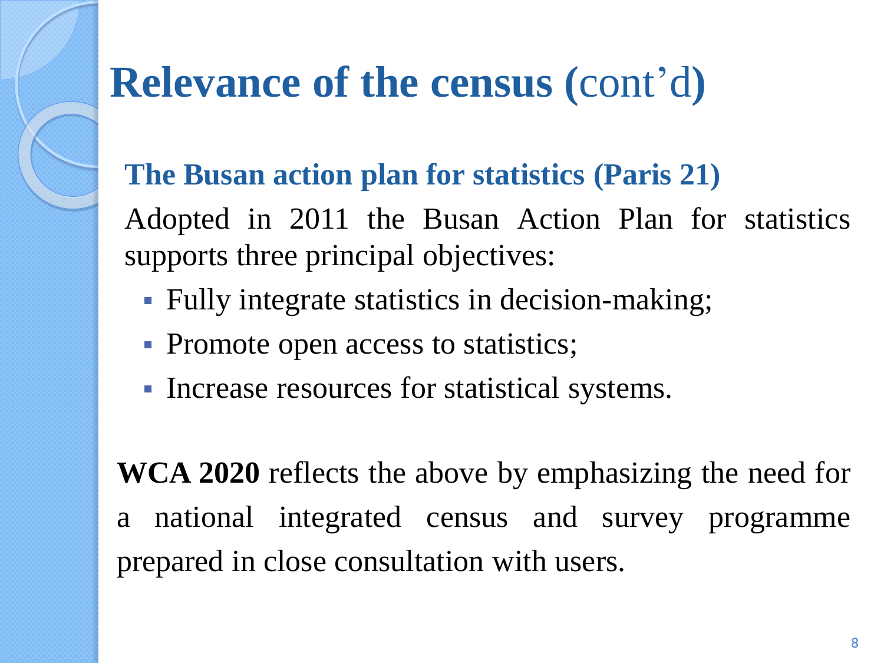# Relevance of the census (cont'd)

## The Busan action plan for statistics (Paris 21)

Adopted in 2011 the Busan Action Plan for statistics supports three principal objectives:

- Fully integrate statistics in decision-making;
- Promote open access to statistics;
- Increase resources for statistical systems.

**WCA 2020** reflects the above by emphasizing the need for a national integrated census and survey programme prepared in close consultation with users.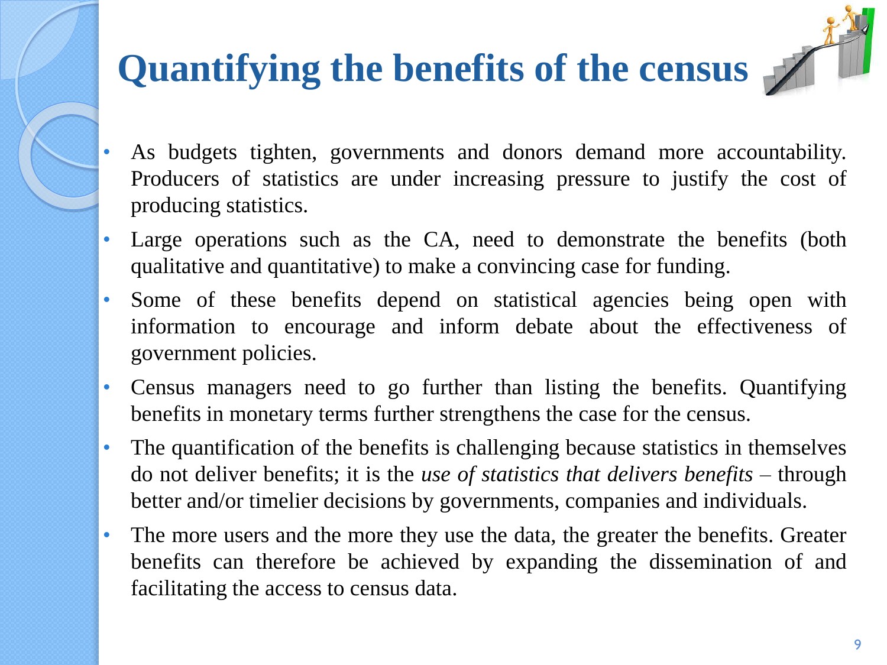# Quantifying the benefits of the census

- As budgets tighten, governments and donors demand more accountability. Producers of statistics are under increasing pressure to justify the cost of producing statistics.
- Large operations such as the CA, need to demonstrate the benefits (both qualitative and quantitative) to make a convincing case for funding.
- Some of these benefits depend on statistical agencies being open with information to encourage and inform debate about the effectiveness of government policies.
- Census managers need to go further than listing the benefits. Quantifying benefits in monetary terms further strengthens the case for the census.
- The quantification of the benefits is challenging because statistics in themselves do not deliver benefits; it is the *use of statistics that delivers benefits* – through better and/or timelier decisions by governments, companies and individuals.
- The more users and the more they use the data, the greater the benefits. Greater benefits can therefore be achieved by expanding the dissemination of and facilitating the access to census data.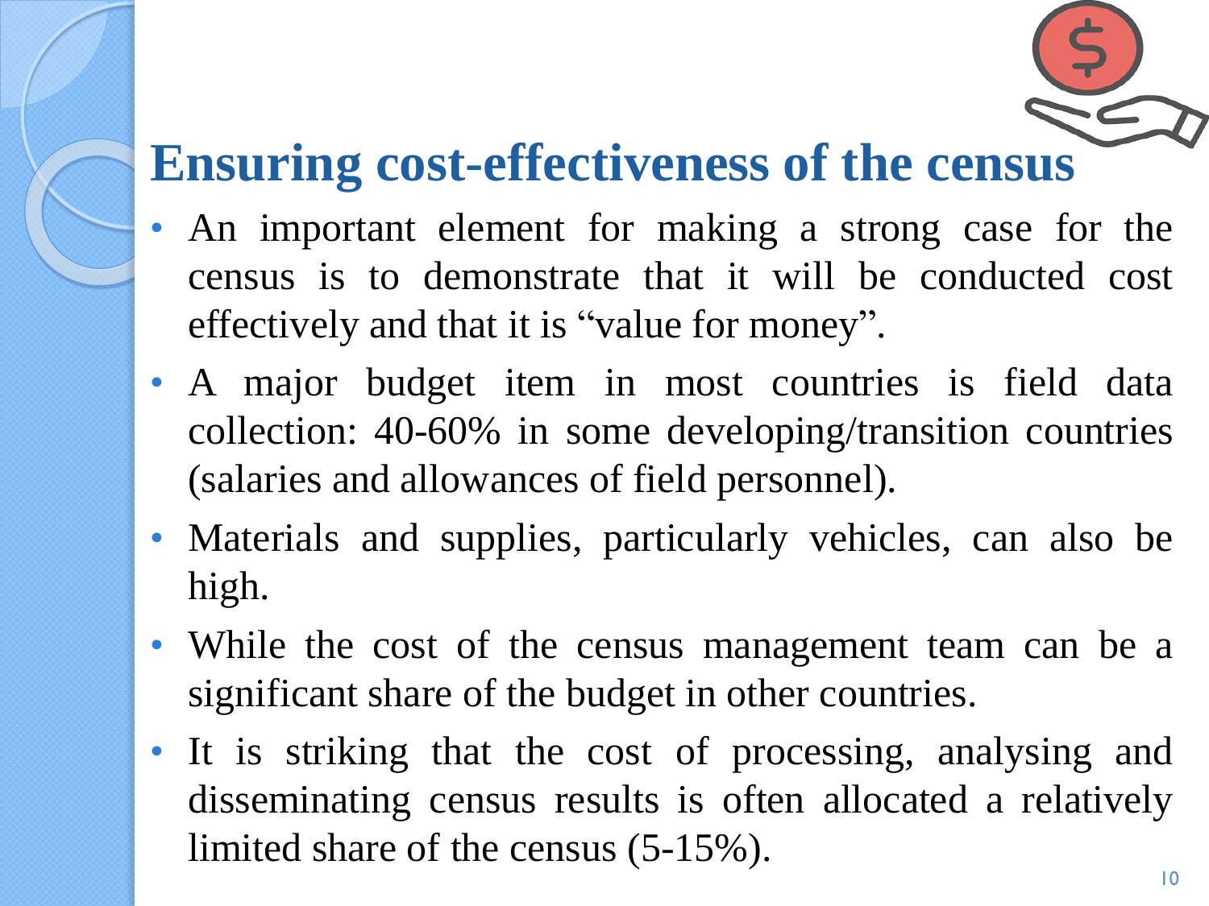# Ensuring cost-effectiveness of the census

- An important element for making a strong case for the census is to demonstrate that it will be conducted cost effectively and that it is "value for money".
- A major budget item in most countries is field data collection: 40-60% in some developing/transition countries (salaries and allowances of field personnel).
- Materials and supplies, particularly vehicles, can also be high.
- While the cost of the census management team can be a significant share of the budget in other countries.
- It is striking that the cost of processing, analysing and disseminating census results is often allocated a relatively limited share of the census (5-15%).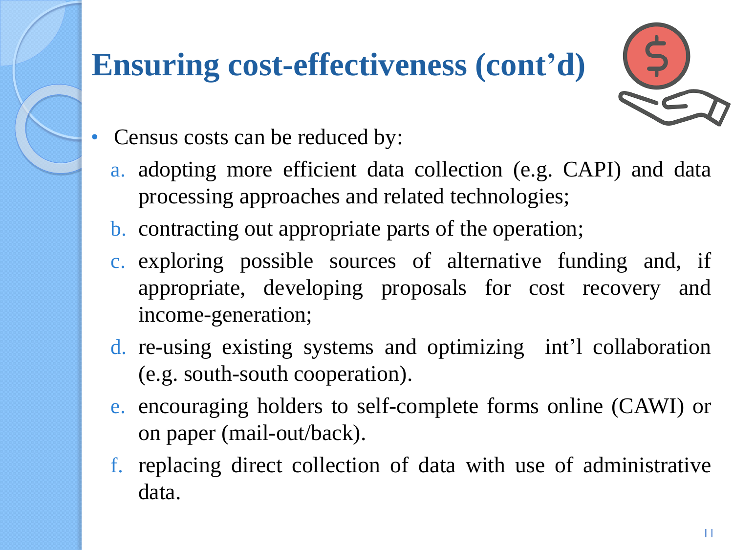# Ensuring cost-effectiveness (cont'd)

- Census costs can be reduced by:
  a. adopting more efficient data collection (e.g. CAPI) and data processing approaches and related technologies;
  b. contracting out appropriate parts of the operation;
  c. exploring possible sources of alternative funding and, if appropriate, developing proposals for cost recovery and income-generation;
  d. re-using existing systems and optimizing int'l collaboration (e.g. south-south cooperation).
  e. encouraging holders to self-complete forms online (CAWI) or on paper (mail-out/back).
  f. replacing direct collection of data with use of administrative data.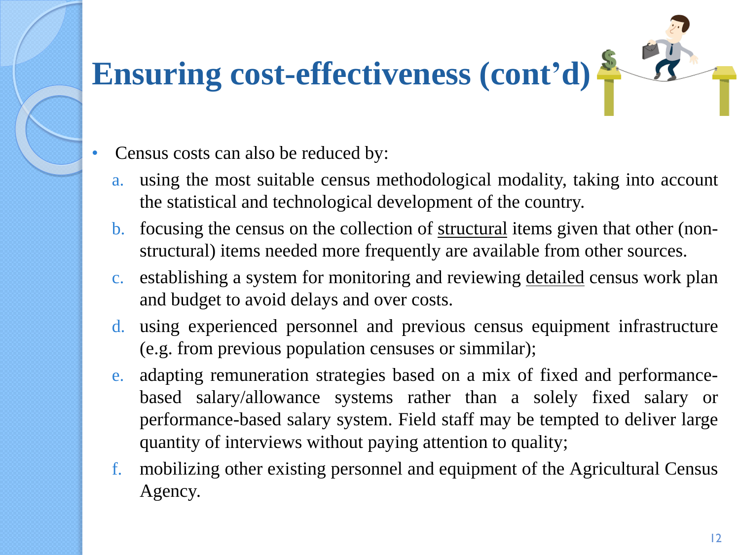# Ensuring cost-effectiveness (cont'd)

- Census costs can also be reduced by:
  a. using the most suitable census methodological modality, taking into account the statistical and technological development of the country.
  b. focusing the census on the collection of <u>structural</u> items given that other (non-structural) items needed more frequently are available from other sources.
  c. establishing a system for monitoring and reviewing <u>detailed</u> census work plan and budget to avoid delays and over costs.
  d. using experienced personnel and previous census equipment infrastructure (e.g. from previous population censuses or simmilar);
  e. adapting remuneration strategies based on a mix of fixed and performance-based salary/allowance systems rather than a solely fixed salary or performance-based salary system. Field staff may be tempted to deliver large quantity of interviews without paying attention to quality;
  f. mobilizing other existing personnel and equipment of the Agricultural Census Agency.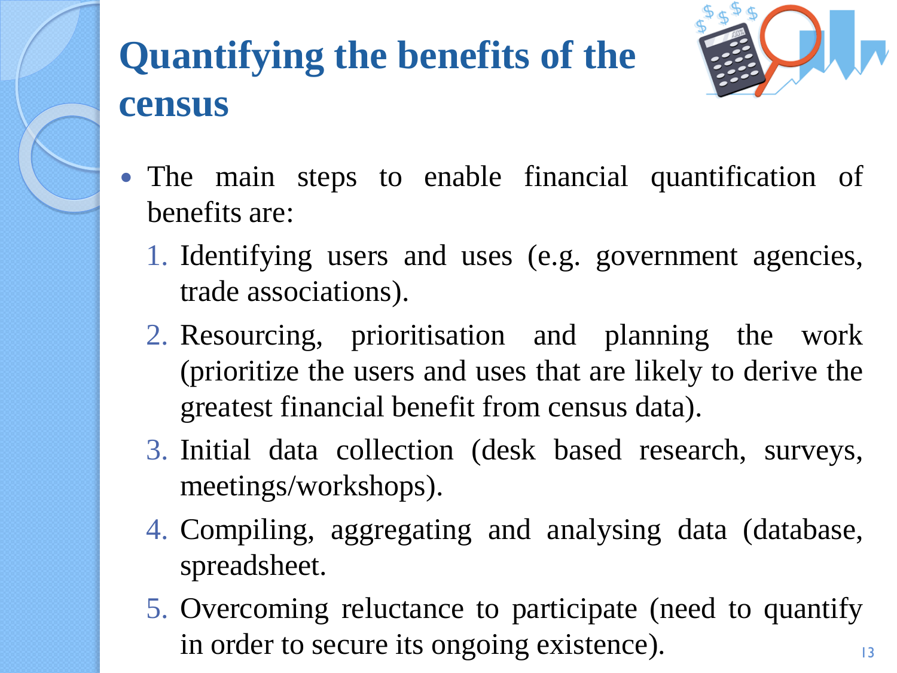# Quantifying the benefits of the census

- The main steps to enable financial quantification of benefits are:
  1. Identifying users and uses (e.g. government agencies, trade associations).
  2. Resourcing, prioritisation and planning the work (prioritize the users and uses that are likely to derive the greatest financial benefit from census data).
  3. Initial data collection (desk based research, surveys, meetings/workshops).
  4. Compiling, aggregating and analysing data (database, spreadsheet.
  5. Overcoming reluctance to participate (need to quantify in order to secure its ongoing existence).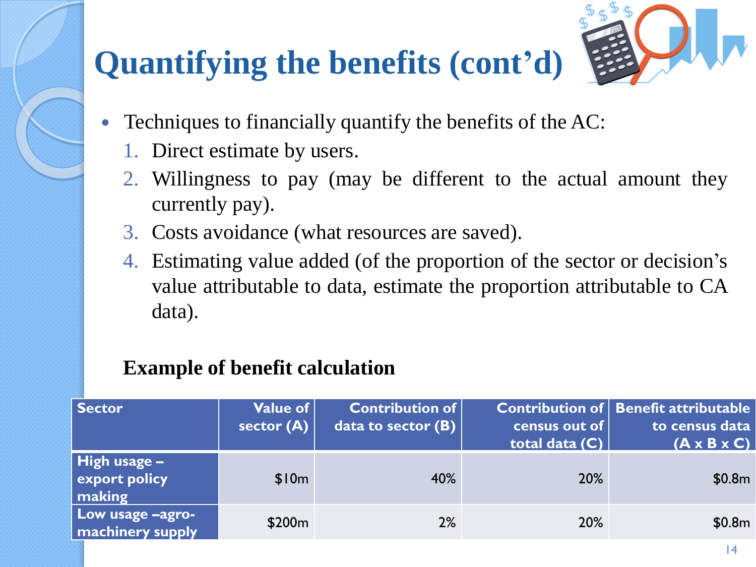# Quantifying the benefits (cont'd)

- Techniques to financially quantify the benefits of the AC:
  1. Direct estimate by users.
  2. Willingness to pay (may be different to the actual amount they currently pay).
  3. Costs avoidance (what resources are saved).
  4. Estimating value added (of the proportion of the sector or decision's value attributable to data, estimate the proportion attributable to CA data).

**Example of benefit calculation**

| Sector | Value of sector (A) | Contribution of data to sector (B) | Contribution of census out of total data (C) | Benefit attributable to census data (A x B x C) |
|---|---|---|---|---|
| High usage – export policy making | $10m | 40% | 20% | $0.8m |
| Low usage –agro-machinery supply | $200m | 2% | 20% | $0.8m |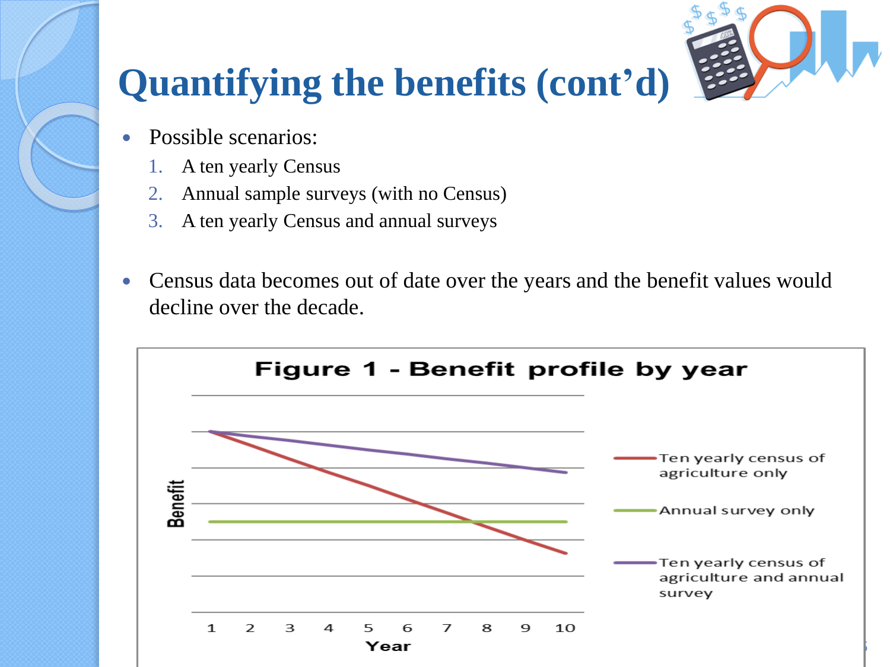# Quantifying the benefits (cont'd)

- Possible scenarios:
  1. A ten yearly Census
  2. Annual sample surveys (with no Census)
  3. A ten yearly Census and annual surveys

- Census data becomes out of date over the years and the benefit values would decline over the decade.

**Figure 1 - Benefit profile by year**

Benefit

1 2 3 4 5 6 7 8 9 10

Year

- Ten yearly census of agriculture only
- Annual survey only
- Ten yearly census of agriculture and annual survey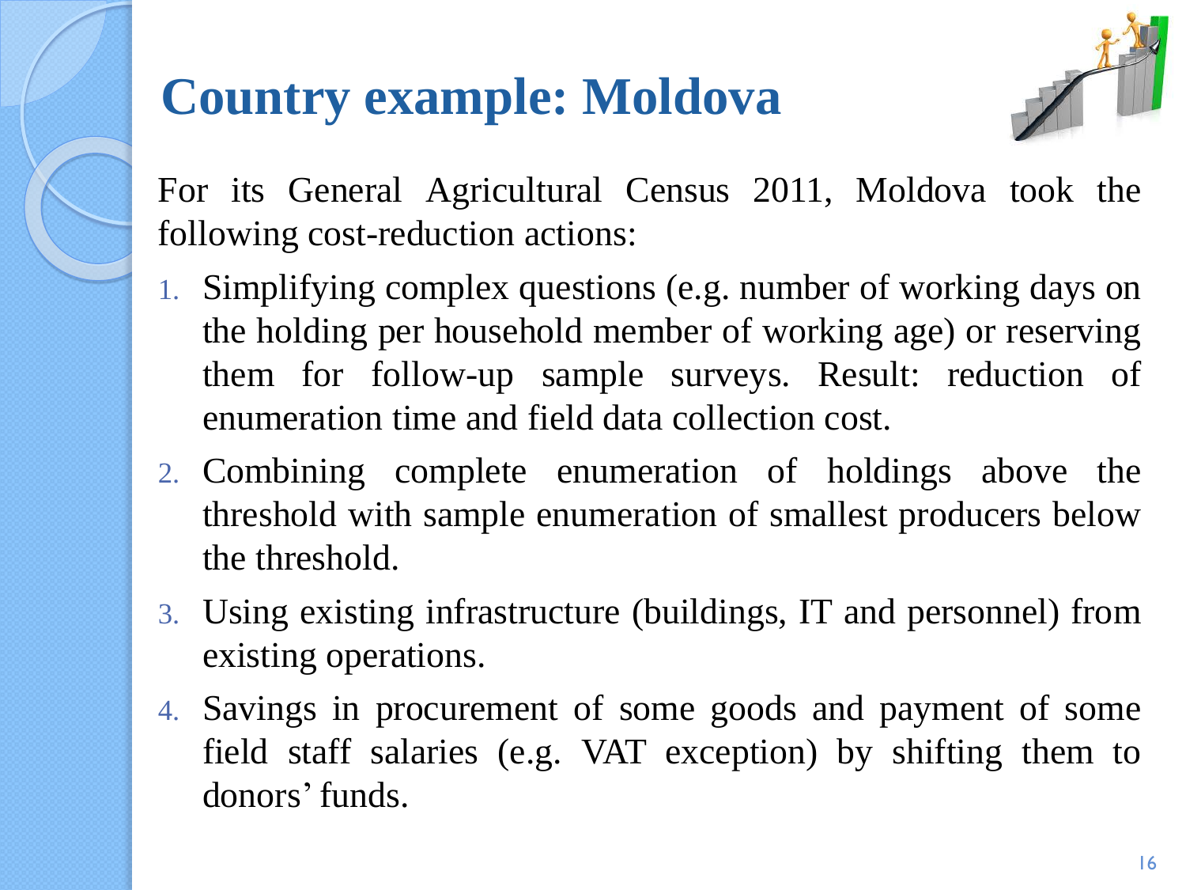# Country example: Moldova

For its General Agricultural Census 2011, Moldova took the following cost-reduction actions:

1. Simplifying complex questions (e.g. number of working days on the holding per household member of working age) or reserving them for follow-up sample surveys. Result: reduction of enumeration time and field data collection cost.
2. Combining complete enumeration of holdings above the threshold with sample enumeration of smallest producers below the threshold.
3. Using existing infrastructure (buildings, IT and personnel) from existing operations.
4. Savings in procurement of some goods and payment of some field staff salaries (e.g. VAT exception) by shifting them to donors' funds.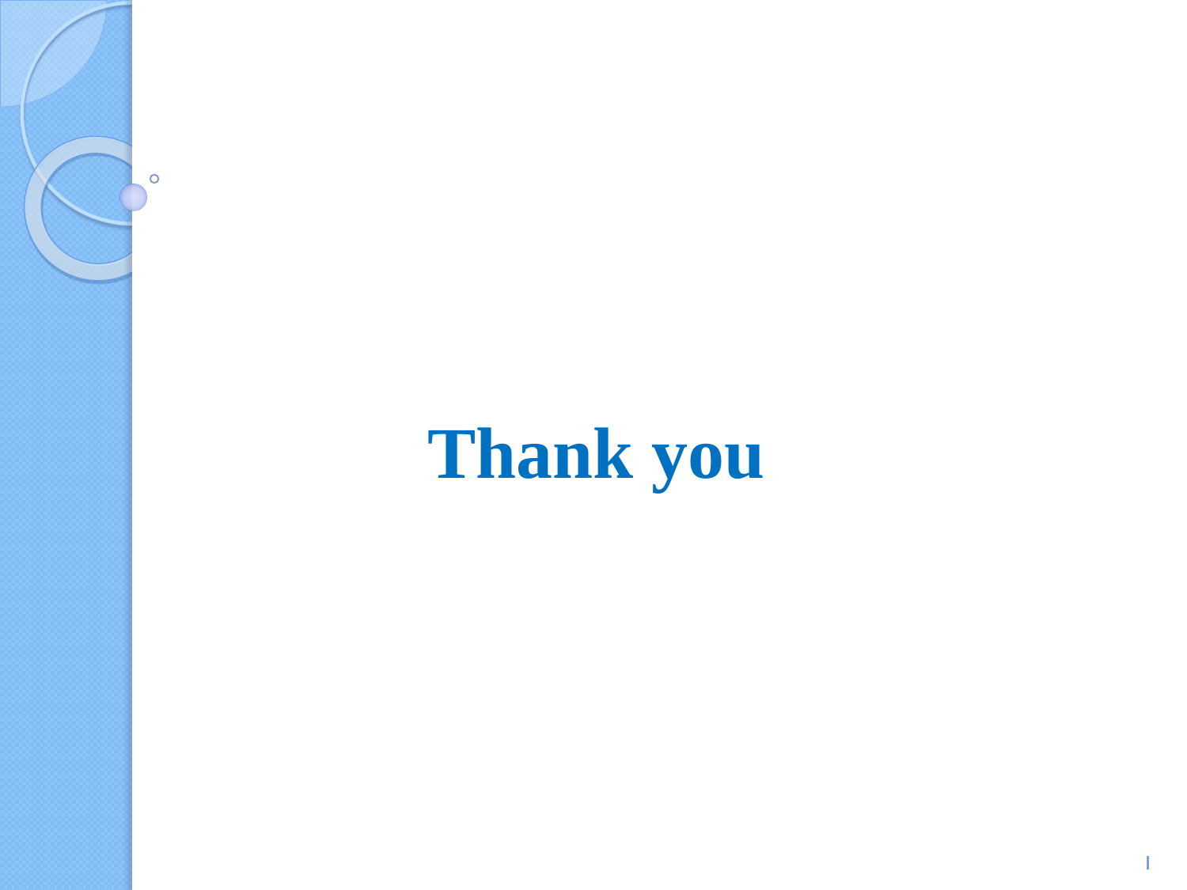# Thank you